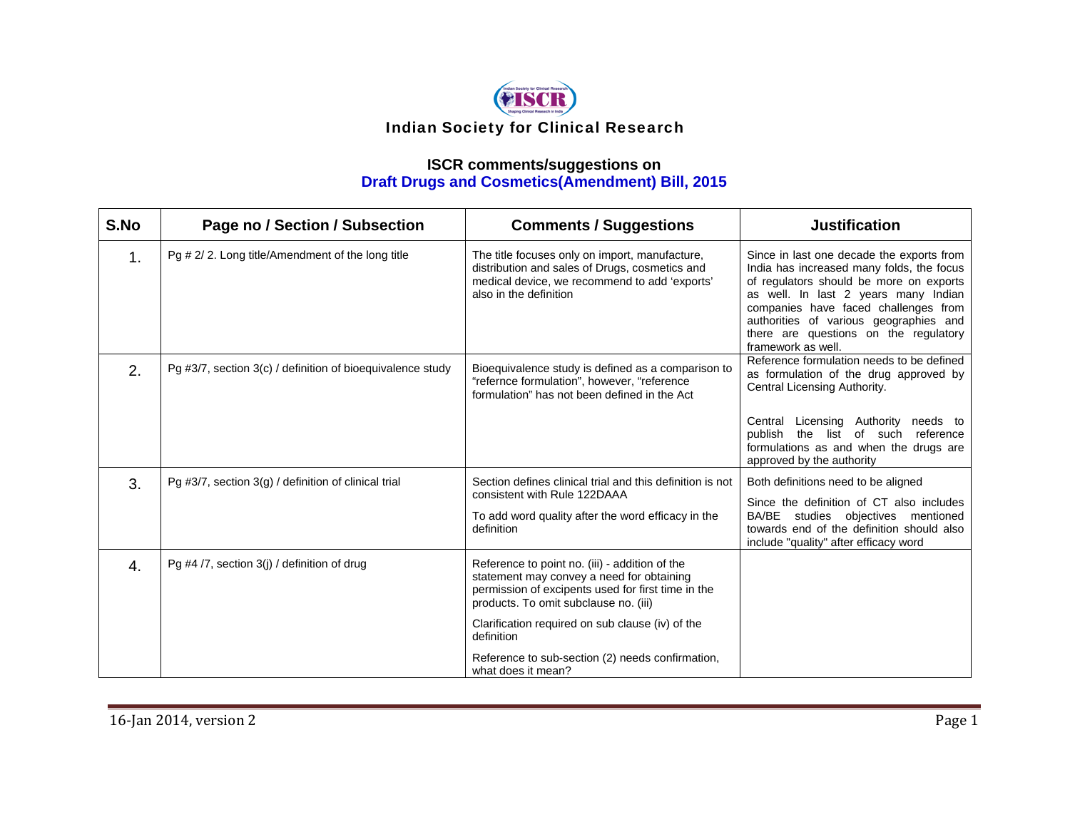# Indian Society for Clinical Research

## ISCR comments/suggestions on
## Draft Drugs and Cosmetics(Amendment) Bill, 2015

| S.No | Page no / Section / Subsection | Comments / Suggestions | Justification |
|---|---|---|---|
| 1. | Pg # 2/ 2. Long title/Amendment of the long title | The title focuses only on import, manufacture, distribution and sales of Drugs, cosmetics and medical device, we recommend to add 'exports' also in the definition | Since in last one decade the exports from India has increased many folds, the focus of regulators should be more on exports as well. In last 2 years many Indian companies have faced challenges from authorities of various geographies and there are questions on the regulatory framework as well. |
| 2. | Pg #3/7, section 3(c) / definition of bioequivalence study | Bioequivalence study is defined as a comparison to "refernce formulation", however, "reference formulation" has not been defined in the Act | Reference formulation needs to be defined as formulation of the drug approved by Central Licensing Authority.<br><br>Central Licensing Authority needs to publish the list of such reference formulations as and when the drugs are approved by the authority |
| 3. | Pg #3/7, section 3(g) / definition of clinical trial | Section defines clinical trial and this definition is not consistent with Rule 122DAAA<br><br>To add word quality after the word efficacy in the definition | Both definitions need to be aligned<br><br>Since the definition of CT also includes BA/BE studies objectives mentioned towards end of the definition should also include "quality" after efficacy word |
| 4. | Pg #4 /7, section 3(j) / definition of drug | Reference to point no. (iii) - addition of the statement may convey a need for obtaining permission of excipents used for first time in the products. To omit subclause no. (iii)<br><br>Clarification required on sub clause (iv) of the definition<br><br>Reference to sub-section (2) needs confirmation, what does it mean? | |

16-Jan 2014, version 2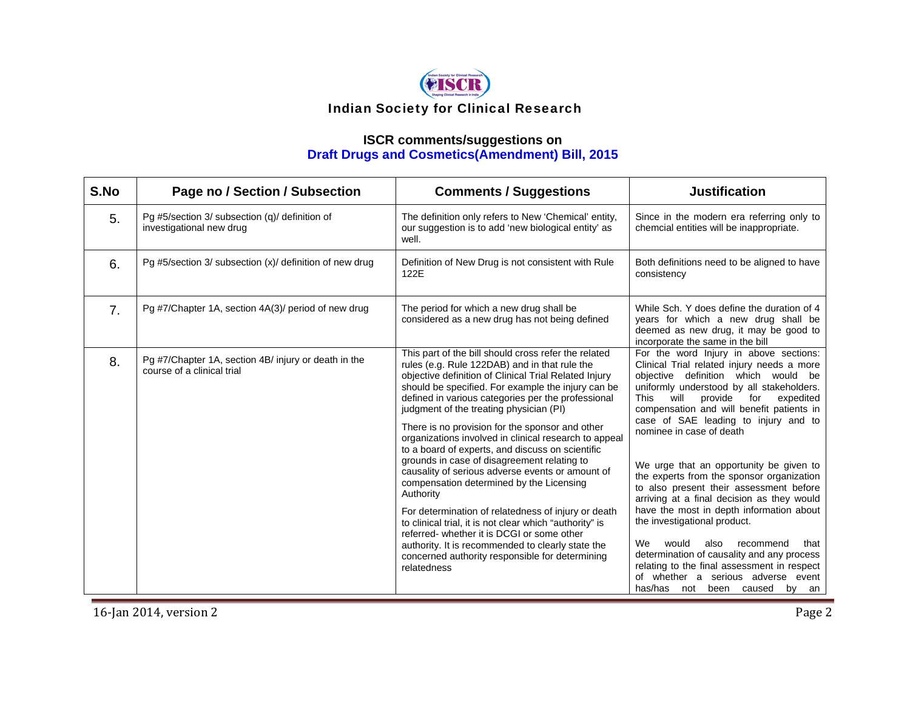Indian Society for Clinical Research

**ISCR comments/suggestions on**
**Draft Drugs and Cosmetics(Amendment) Bill, 2015**

| S.No | Page no / Section / Subsection | Comments / Suggestions | Justification |
|---|---|---|---|
| 5. | Pg #5/section 3/ subsection (q)/ definition of investigational new drug | The definition only refers to New 'Chemical' entity, our suggestion is to add 'new biological entity' as well. | Since in the modern era referring only to chemcial entities will be inappropriate. |
| 6. | Pg #5/section 3/ subsection (x)/ definition of new drug | Definition of New Drug is not consistent with Rule 122E | Both definitions need to be aligned to have consistency |
| 7. | Pg #7/Chapter 1A, section 4A(3)/ period of new drug | The period for which a new drug shall be considered as a new drug has not being defined | While Sch. Y does define the duration of 4 years for which a new drug shall be deemed as new drug, it may be good to incorporate the same in the bill |
| 8. | Pg #7/Chapter 1A, section 4B/ injury or death in the course of a clinical trial | This part of the bill should cross refer the related rules (e.g. Rule 122DAB) and in that rule the objective definition of Clinical Trial Related Injury should be specified. For example the injury can be defined in various categories per the professional judgment of the treating physician (PI)<br><br>There is no provision for the sponsor and other organizations involved in clinical research to appeal to a board of experts, and discuss on scientific grounds in case of disagreement relating to causality of serious adverse events or amount of compensation determined by the Licensing Authority<br><br>For determination of relatedness of injury or death to clinical trial, it is not clear which "authority" is referred- whether it is DCGI or some other authority. It is recommended to clearly state the concerned authority responsible for determining relatedness | For the word Injury in above sections: Clinical Trial related injury needs a more objective definition which would be uniformly understood by all stakeholders. This will provide for expedited compensation and will benefit patients in case of SAE leading to injury and to nominee in case of death<br><br>We urge that an opportunity be given to the experts from the sponsor organization to also present their assessment before arriving at a final decision as they would have the most in depth information about the investigational product.<br><br>We would also recommend that determination of causality and any process relating to the final assessment in respect of whether a serious adverse event has/has not been caused by an |

16-Jan 2014, version 2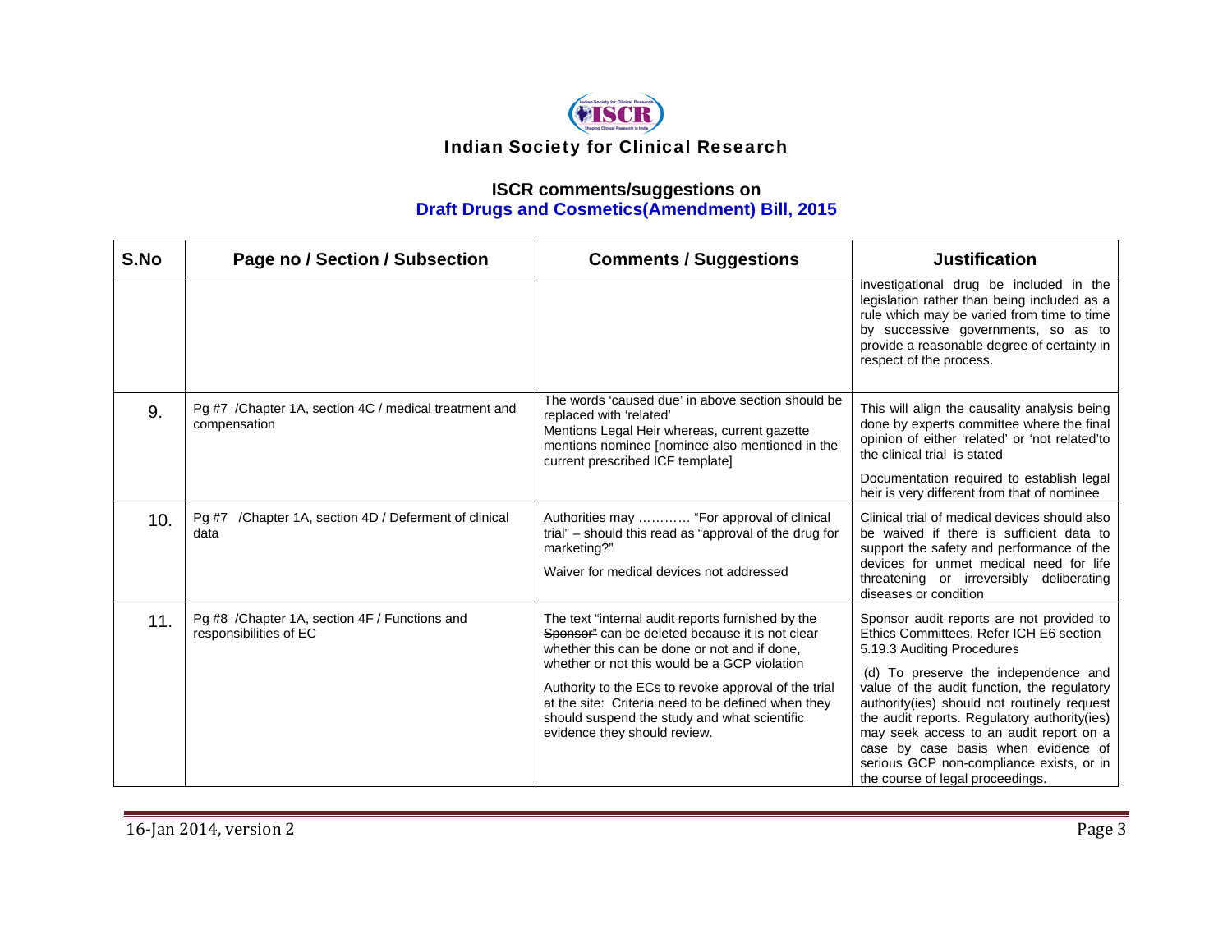Indian Society for Clinical Research

**ISCR comments/suggestions on**
**Draft Drugs and Cosmetics(Amendment) Bill, 2015**

| S.No | Page no / Section / Subsection | Comments / Suggestions | Justification |
|---|---|---|---|
| | | | investigational drug be included in the legislation rather than being included as a rule which may be varied from time to time by successive governments, so as to provide a reasonable degree of certainty in respect of the process. |
| 9. | Pg #7 /Chapter 1A, section 4C / medical treatment and compensation | The words 'caused due' in above section should be replaced with 'related'<br>Mentions Legal Heir whereas, current gazette mentions nominee [nominee also mentioned in the current prescribed ICF template] | This will align the causality analysis being done by experts committee where the final opinion of either 'related' or 'not related'to the clinical trial is stated<br><br>Documentation required to establish legal heir is very different from that of nominee |
| 10. | Pg #7 /Chapter 1A, section 4D / Deferment of clinical data | Authorities may ………… "For approval of clinical trial" – should this read as "approval of the drug for marketing?"<br><br>Waiver for medical devices not addressed | Clinical trial of medical devices should also be waived if there is sufficient data to support the safety and performance of the devices for unmet medical need for life threatening or irreversibly deliberating diseases or condition |
| 11. | Pg #8 /Chapter 1A, section 4F / Functions and responsibilities of EC | The text "~~internal audit reports furnished by the Sponsor~~" can be deleted because it is not clear whether this can be done or not and if done, whether or not this would be a GCP violation<br><br>Authority to the ECs to revoke approval of the trial at the site: Criteria need to be defined when they should suspend the study and what scientific evidence they should review. | Sponsor audit reports are not provided to Ethics Committees. Refer ICH E6 section 5.19.3 Auditing Procedures<br><br>(d) To preserve the independence and value of the audit function, the regulatory authority(ies) should not routinely request the audit reports. Regulatory authority(ies) may seek access to an audit report on a case by case basis when evidence of serious GCP non-compliance exists, or in the course of legal proceedings. |

16-Jan 2014, version 2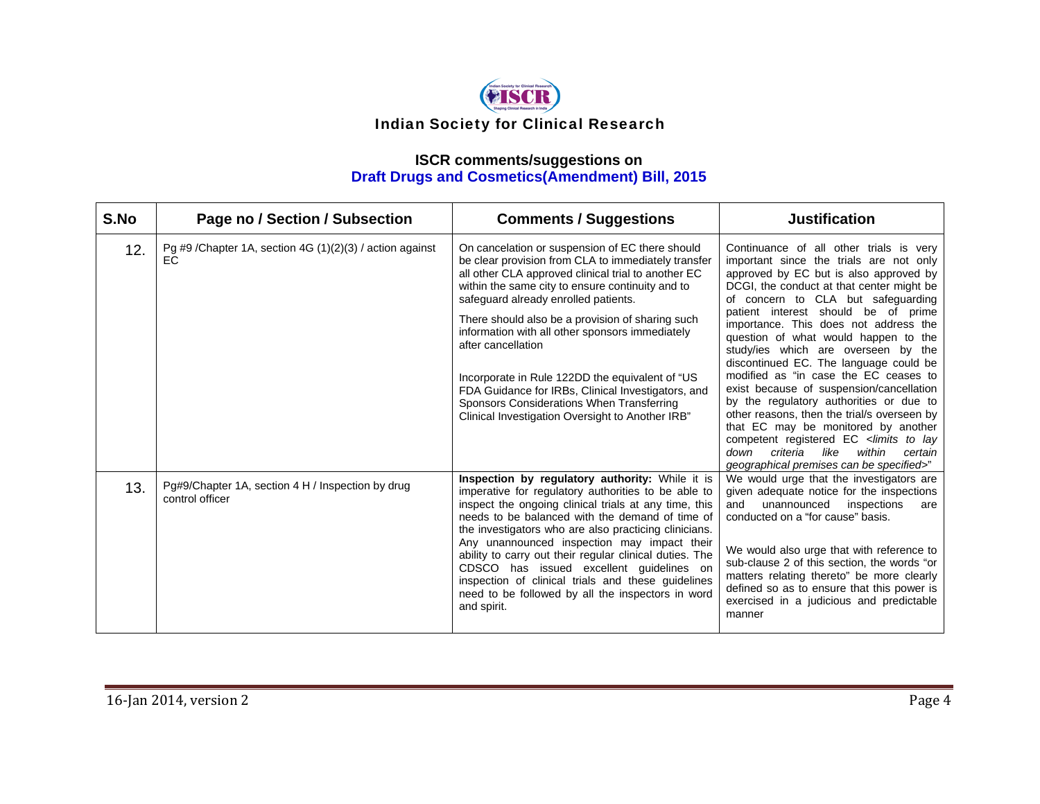Indian Society for Clinical Research

**ISCR comments/suggestions on**
**Draft Drugs and Cosmetics(Amendment) Bill, 2015**

| S.No | Page no / Section / Subsection | Comments / Suggestions | Justification |
|---|---|---|---|
| 12. | Pg #9 /Chapter 1A, section 4G (1)(2)(3) / action against EC | On cancelation or suspension of EC there should be clear provision from CLA to immediately transfer all other CLA approved clinical trial to another EC within the same city to ensure continuity and to safeguard already enrolled patients. <br><br> There should also be a provision of sharing such information with all other sponsors immediately after cancellation <br><br> Incorporate in Rule 122DD the equivalent of "US FDA Guidance for IRBs, Clinical Investigators, and Sponsors Considerations When Transferring Clinical Investigation Oversight to Another IRB" | Continuance of all other trials is very important since the trials are not only approved by EC but is also approved by DCGI, the conduct at that center might be of concern to CLA but safeguarding patient interest should be of prime importance. This does not address the question of what would happen to the study/ies which are overseen by the discontinued EC. The language could be modified as "in case the EC ceases to exist because of suspension/cancellation by the regulatory authorities or due to other reasons, then the trial/s overseen by that EC may be monitored by another competent registered EC <*limits to lay down criteria like within certain geographical premises can be specified*>" |
| 13. | Pg#9/Chapter 1A, section 4 H / Inspection by drug control officer | **Inspection by regulatory authority:** While it is imperative for regulatory authorities to be able to inspect the ongoing clinical trials at any time, this needs to be balanced with the demand of time of the investigators who are also practicing clinicians. Any unannounced inspection may impact their ability to carry out their regular clinical duties. The CDSCO has issued excellent guidelines on inspection of clinical trials and these guidelines need to be followed by all the inspectors in word and spirit. | We would urge that the investigators are given adequate notice for the inspections and unannounced inspections are conducted on a "for cause" basis. <br><br> We would also urge that with reference to sub-clause 2 of this section, the words "or matters relating thereto" be more clearly defined so as to ensure that this power is exercised in a judicious and predictable manner |

16-Jan 2014, version 2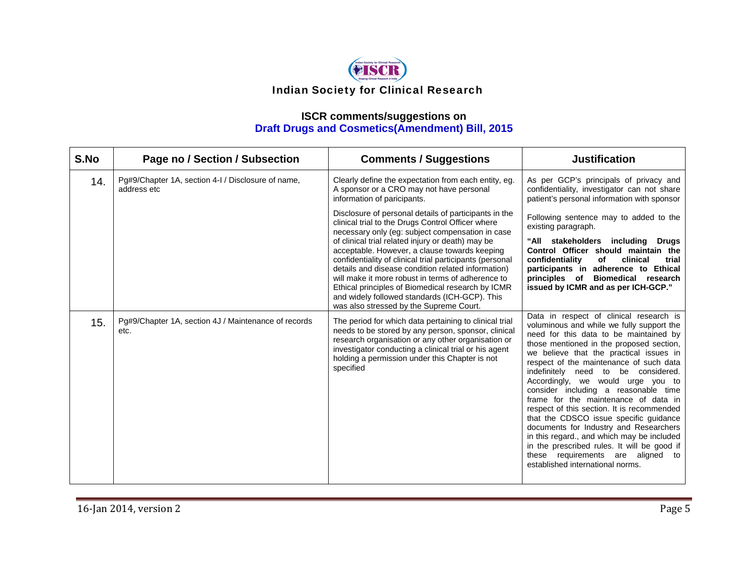# Indian Society for Clinical Research

## ISCR comments/suggestions on Draft Drugs and Cosmetics(Amendment) Bill, 2015

| S.No | Page no / Section / Subsection | Comments / Suggestions | Justification |
|---|---|---|---|
| 14. | Pg#9/Chapter 1A, section 4-I / Disclosure of name, address etc | Clearly define the expectation from each entity, eg. A sponsor or a CRO may not have personal information of paricipants. | As per GCP's principals of privacy and confidentiality, investigator can not share patient's personal information with sponsor |
| | | Disclosure of personal details of participants in the clinical trial to the Drugs Control Officer where necessary only (eg: subject compensation in case of clinical trial related injury or death) may be acceptable. However, a clause towards keeping confidentiality of clinical trial participants (personal details and disease condition related information) will make it more robust in terms of adherence to Ethical principles of Biomedical research by ICMR and widely followed standards (ICH-GCP). This was also stressed by the Supreme Court. | Following sentence may to added to the existing paragraph. **"All stakeholders including Drugs Control Officer should maintain the confidentiality of clinical trial participants in adherence to Ethical principles of Biomedical research issued by ICMR and as per ICH-GCP."** |
| 15. | Pg#9/Chapter 1A, section 4J / Maintenance of records etc. | The period for which data pertaining to clinical trial needs to be stored by any person, sponsor, clinical research organisation or any other organisation or investigator conducting a clinical trial or his agent holding a permission under this Chapter is not specified | Data in respect of clinical research is voluminous and while we fully support the need for this data to be maintained by those mentioned in the proposed section, we believe that the practical issues in respect of the maintenance of such data indefinitely need to be considered. Accordingly, we would urge you to consider including a reasonable time frame for the maintenance of data in respect of this section. It is recommended that the CDSCO issue specific guidance documents for Industry and Researchers in this regard., and which may be included in the prescribed rules. It will be good if these requirements are aligned to established international norms. |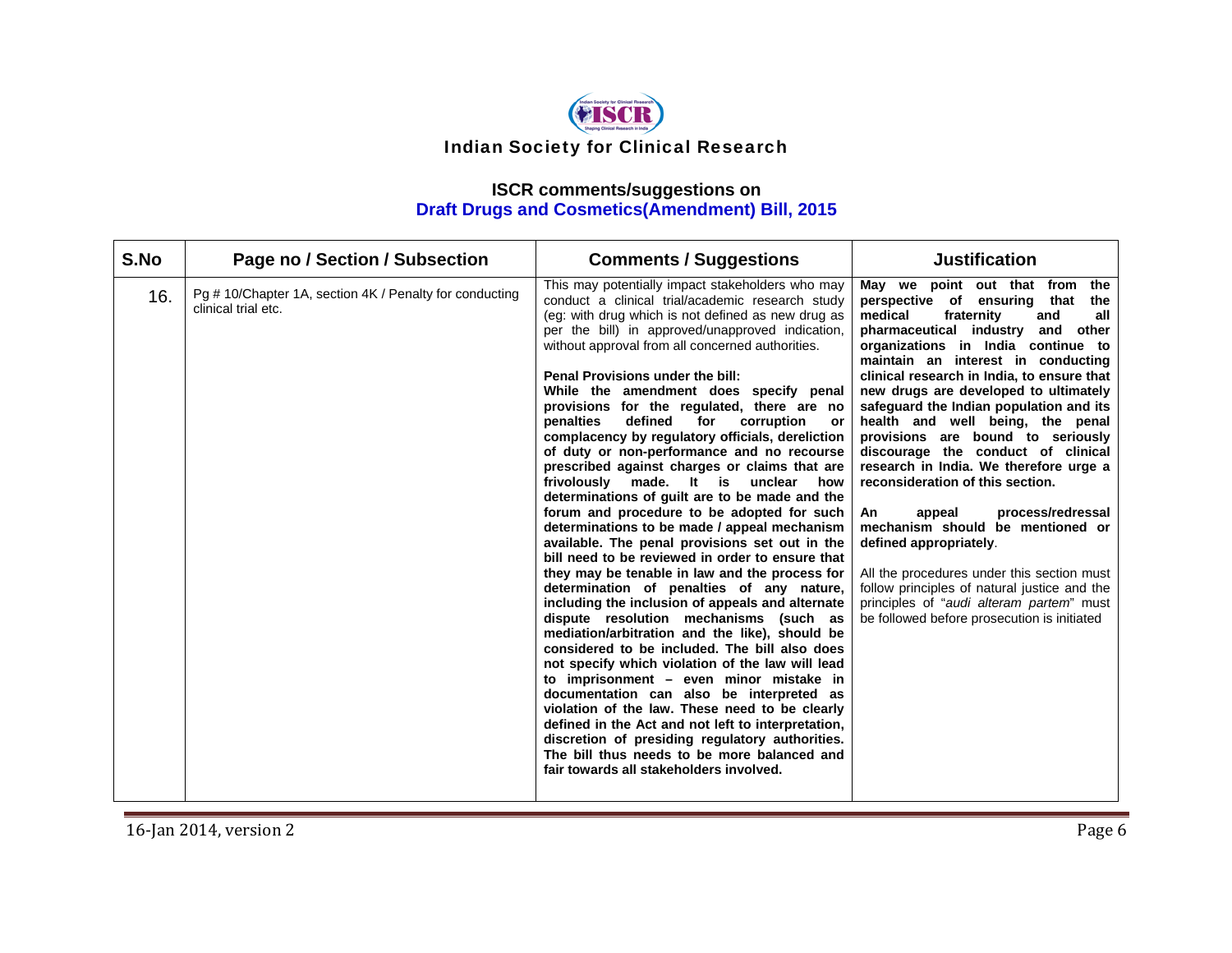**Indian Society for Clinical Research**

## ISCR comments/suggestions on
## Draft Drugs and Cosmetics(Amendment) Bill, 2015

| S.No | Page no / Section / Subsection | Comments / Suggestions | Justification |
|---|---|---|---|
| 16. | Pg # 10/Chapter 1A, section 4K / Penalty for conducting clinical trial etc. | This may potentially impact stakeholders who may conduct a clinical trial/academic research study (eg: with drug which is not defined as new drug as per the bill) in approved/unapproved indication, without approval from all concerned authorities.<br><br>**Penal Provisions under the bill:**<br>**While the amendment does specify penal provisions for the regulated, there are no penalties defined for corruption or complacency by regulatory officials, dereliction of duty or non-performance and no recourse prescribed against charges or claims that are frivolously made. It is unclear how determinations of guilt are to be made and the forum and procedure to be adopted for such determinations to be made / appeal mechanism available. The penal provisions set out in the bill need to be reviewed in order to ensure that they may be tenable in law and the process for determination of penalties of any nature, including the inclusion of appeals and alternate dispute resolution mechanisms (such as mediation/arbitration and the like), should be considered to be included. The bill also does not specify which violation of the law will lead to imprisonment – even minor mistake in documentation can also be interpreted as violation of the law. These need to be clearly defined in the Act and not left to interpretation, discretion of presiding regulatory authorities. The bill thus needs to be more balanced and fair towards all stakeholders involved.** | **May we point out that from the perspective of ensuring that the medical fraternity and all pharmaceutical industry and other organizations in India continue to maintain an interest in conducting clinical research in India, to ensure that new drugs are developed to ultimately safeguard the Indian population and its health and well being, the penal provisions are bound to seriously discourage the conduct of clinical research in India. We therefore urge a reconsideration of this section.**<br><br>**An appeal process/redressal mechanism should be mentioned or defined appropriately**.<br><br>All the procedures under this section must follow principles of natural justice and the principles of "*audi alteram partem*" must be followed before prosecution is initiated |

16-Jan 2014, version 2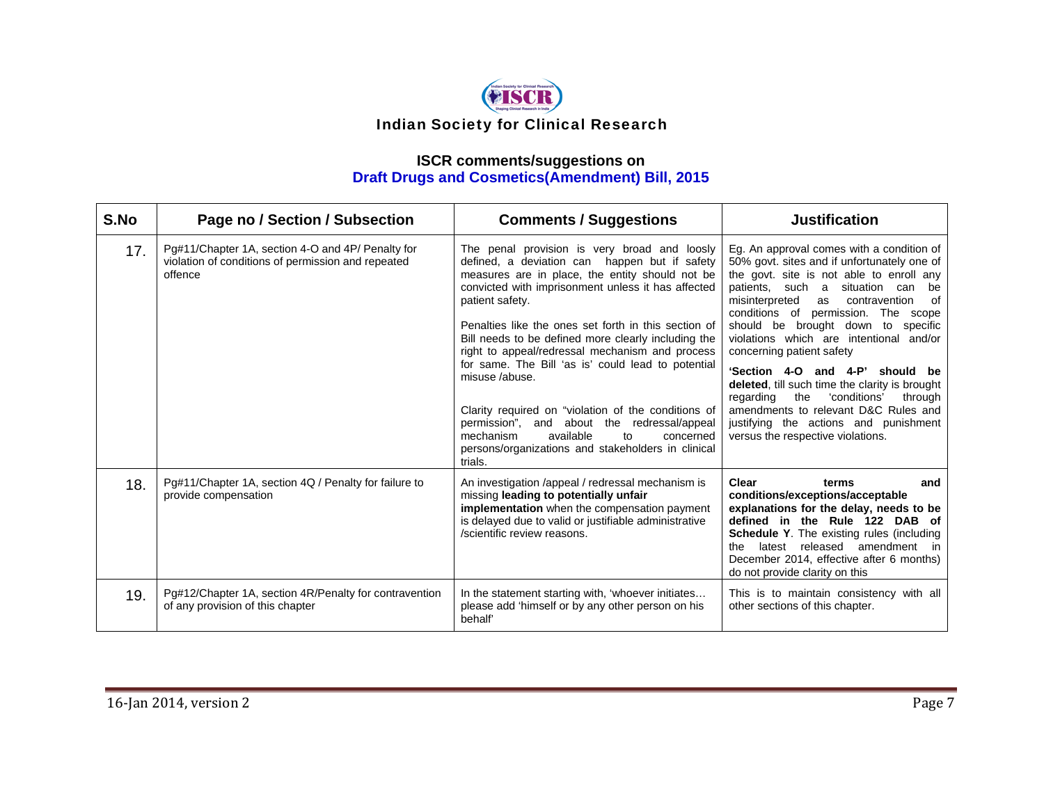**Indian Society for Clinical Research**

**ISCR comments/suggestions on**
**Draft Drugs and Cosmetics(Amendment) Bill, 2015**

| S.No | Page no / Section / Subsection | Comments / Suggestions | Justification |
|---|---|---|---|
| 17. | Pg#11/Chapter 1A, section 4-O and 4P/ Penalty for violation of conditions of permission and repeated offence | The penal provision is very broad and loosly defined, a deviation can happen but if safety measures are in place, the entity should not be convicted with imprisonment unless it has affected patient safety.<br><br>Penalties like the ones set forth in this section of Bill needs to be defined more clearly including the right to appeal/redressal mechanism and process for same. The Bill 'as is' could lead to potential misuse /abuse.<br><br>Clarity required on "violation of the conditions of permission", and about the redressal/appeal mechanism available to concerned persons/organizations and stakeholders in clinical trials. | Eg. An approval comes with a condition of 50% govt. sites and if unfortunately one of the govt. site is not able to enroll any patients, such a situation can be misinterpreted as contravention of conditions of permission. The scope should be brought down to specific violations which are intentional and/or concerning patient safety<br><br>**'Section 4-O and 4-P' should be deleted**, till such time the clarity is brought regarding the 'conditions' through amendments to relevant D&C Rules and justifying the actions and punishment versus the respective violations. |
| 18. | Pg#11/Chapter 1A, section 4Q / Penalty for failure to provide compensation | An investigation /appeal / redressal mechanism is missing **leading to potentially unfair implementation** when the compensation payment is delayed due to valid or justifiable administrative /scientific review reasons. | **Clear terms and conditions/exceptions/acceptable explanations for the delay, needs to be defined in the Rule 122 DAB of Schedule Y**. The existing rules (including the latest released amendment in December 2014, effective after 6 months) do not provide clarity on this |
| 19. | Pg#12/Chapter 1A, section 4R/Penalty for contravention of any provision of this chapter | In the statement starting with, 'whoever initiates… please add 'himself or by any other person on his behalf' | This is to maintain consistency with all other sections of this chapter. |

16-Jan 2014, version 2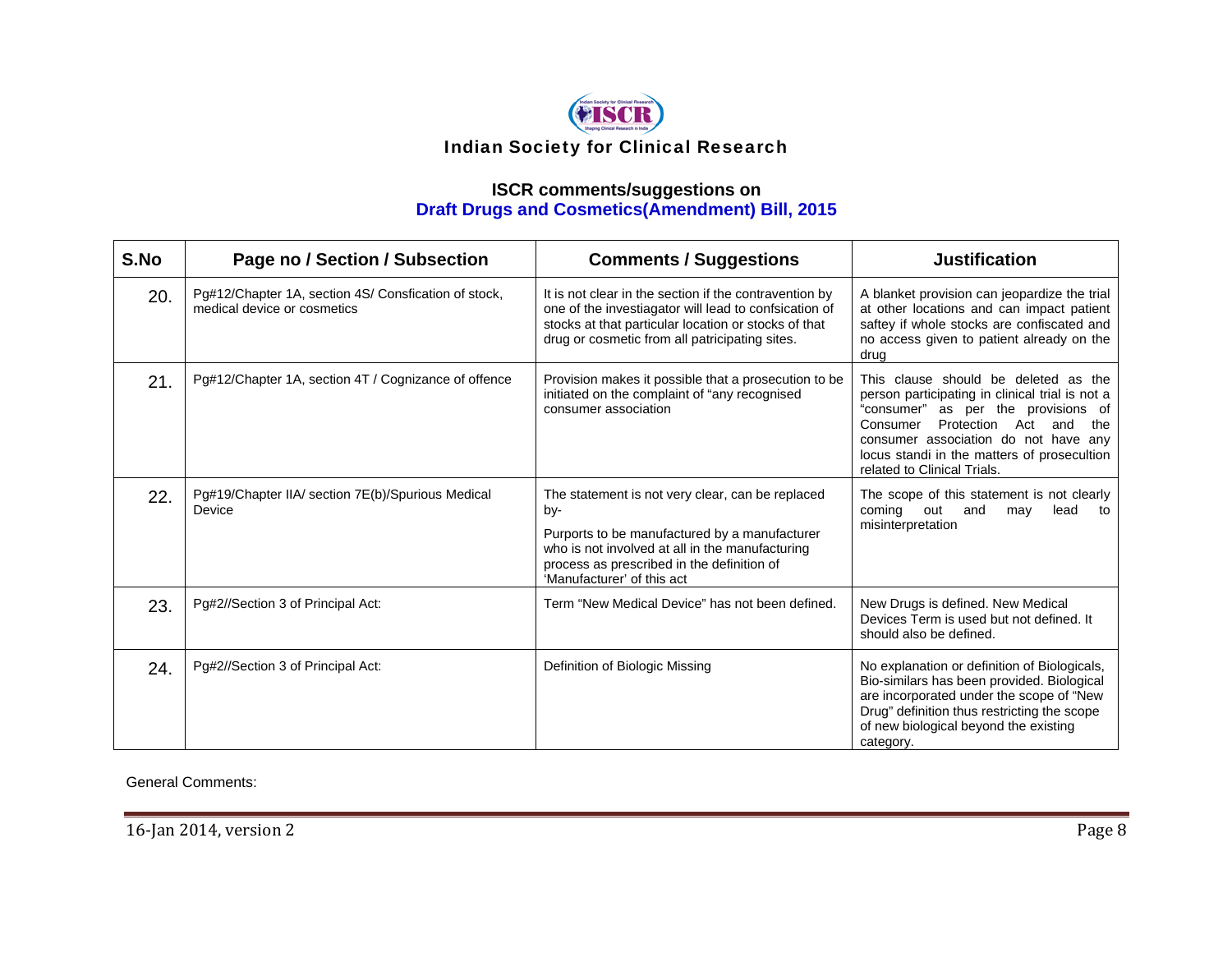# Indian Society for Clinical Research

## ISCR comments/suggestions on
## Draft Drugs and Cosmetics(Amendment) Bill, 2015

| S.No | Page no / Section / Subsection | Comments / Suggestions | Justification |
|---|---|---|---|
| 20. | Pg#12/Chapter 1A, section 4S/ Consfication of stock, medical device or cosmetics | It is not clear in the section if the contravention by one of the investiagator will lead to confsication of stocks at that particular location or stocks of that drug or cosmetic from all patricipating sites. | A blanket provision can jeopardize the trial at other locations and can impact patient saftey if whole stocks are confiscated and no access given to patient already on the drug |
| 21. | Pg#12/Chapter 1A, section 4T / Cognizance of offence | Provision makes it possible that a prosecution to be initiated on the complaint of "any recognised consumer association | This clause should be deleted as the person participating in clinical trial is not a "consumer" as per the provisions of Consumer Protection Act and the consumer association do not have any locus standi in the matters of prosecultion related to Clinical Trials. |
| 22. | Pg#19/Chapter IIA/ section 7E(b)/Spurious Medical Device | The statement is not very clear, can be replaced by-<br><br>Purports to be manufactured by a manufacturer who is not involved at all in the manufacturing process as prescribed in the definition of 'Manufacturer' of this act | The scope of this statement is not clearly coming out and may lead to misinterpretation |
| 23. | Pg#2//Section 3 of Principal Act: | Term "New Medical Device" has not been defined. | New Drugs is defined. New Medical Devices Term is used but not defined. It should also be defined. |
| 24. | Pg#2//Section 3 of Principal Act: | Definition of Biologic Missing | No explanation or definition of Biologicals, Bio-similars has been provided. Biological are incorporated under the scope of "New Drug" definition thus restricting the scope of new biological beyond the existing category. |

General Comments: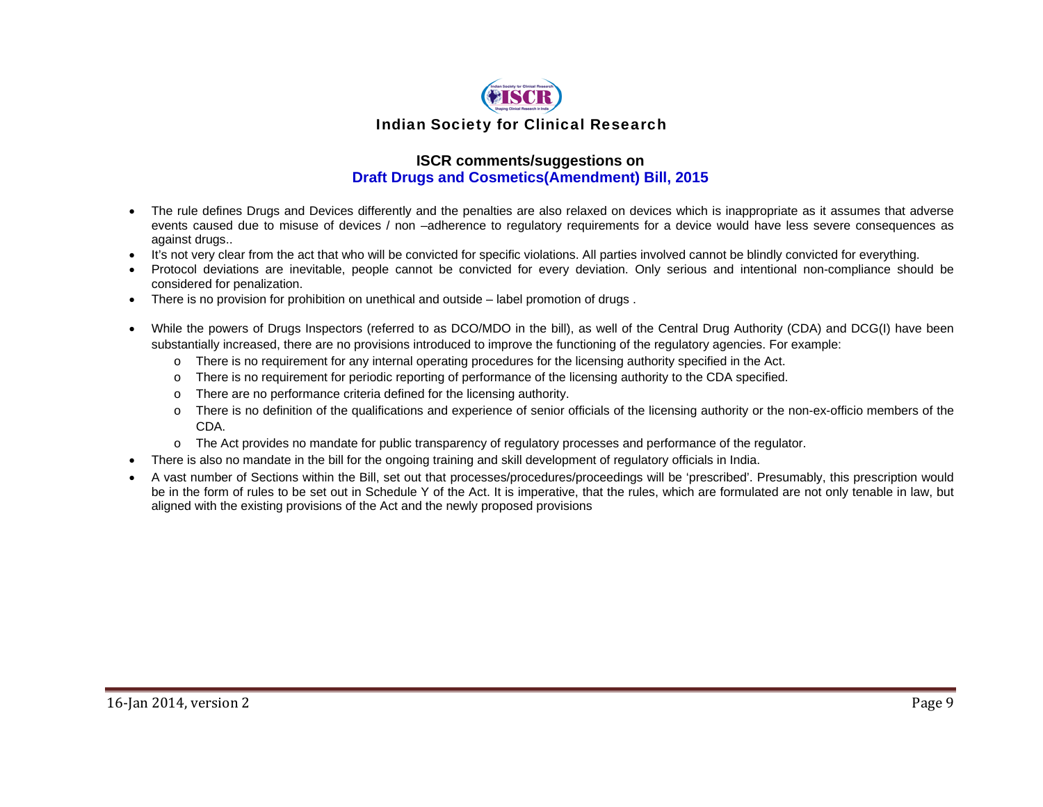# Indian Society for Clinical Research

## ISCR comments/suggestions on

## Draft Drugs and Cosmetics(Amendment) Bill, 2015

- The rule defines Drugs and Devices differently and the penalties are also relaxed on devices which is inappropriate as it assumes that adverse events caused due to misuse of devices / non –adherence to regulatory requirements for a device would have less severe consequences as against drugs..
- It's not very clear from the act that who will be convicted for specific violations. All parties involved cannot be blindly convicted for everything.
- Protocol deviations are inevitable, people cannot be convicted for every deviation. Only serious and intentional non-compliance should be considered for penalization.
- There is no provision for prohibition on unethical and outside – label promotion of drugs .
- While the powers of Drugs Inspectors (referred to as DCO/MDO in the bill), as well of the Central Drug Authority (CDA) and DCG(I) have been substantially increased, there are no provisions introduced to improve the functioning of the regulatory agencies. For example:
  - There is no requirement for any internal operating procedures for the licensing authority specified in the Act.
  - There is no requirement for periodic reporting of performance of the licensing authority to the CDA specified.
  - There are no performance criteria defined for the licensing authority.
  - There is no definition of the qualifications and experience of senior officials of the licensing authority or the non-ex-officio members of the CDA.
  - The Act provides no mandate for public transparency of regulatory processes and performance of the regulator.
- There is also no mandate in the bill for the ongoing training and skill development of regulatory officials in India.
- A vast number of Sections within the Bill, set out that processes/procedures/proceedings will be 'prescribed'. Presumably, this prescription would be in the form of rules to be set out in Schedule Y of the Act. It is imperative, that the rules, which are formulated are not only tenable in law, but aligned with the existing provisions of the Act and the newly proposed provisions